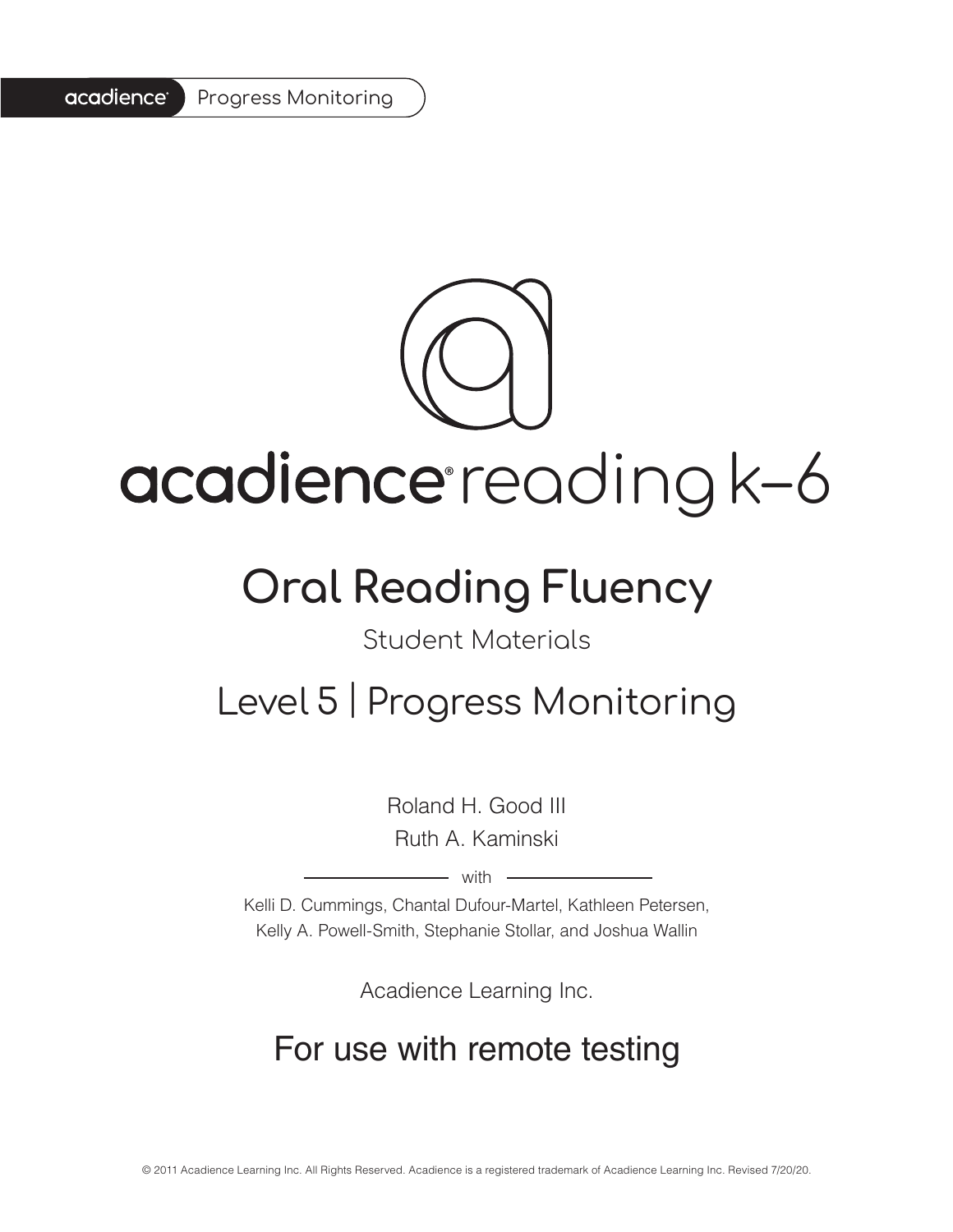acadience Progress Monitoring

# acadience® reading k–6

## Oral Reading Fluency

Student Materials

## Level 5 | Progress Monitoring

Roland H. Good III

Ruth A. Kaminski

with

Kelli D. Cummings, Chantal Dufour-Martel, Kathleen Petersen, Kelly A. Powell-Smith, Stephanie Stollar, and Joshua Wallin

Acadience Learning Inc.

## For use with remote testing

© 2011 Acadience Learning Inc. All Rights Reserved. Acadience is a registered trademark of Acadience Learning Inc. Revised 7/20/20.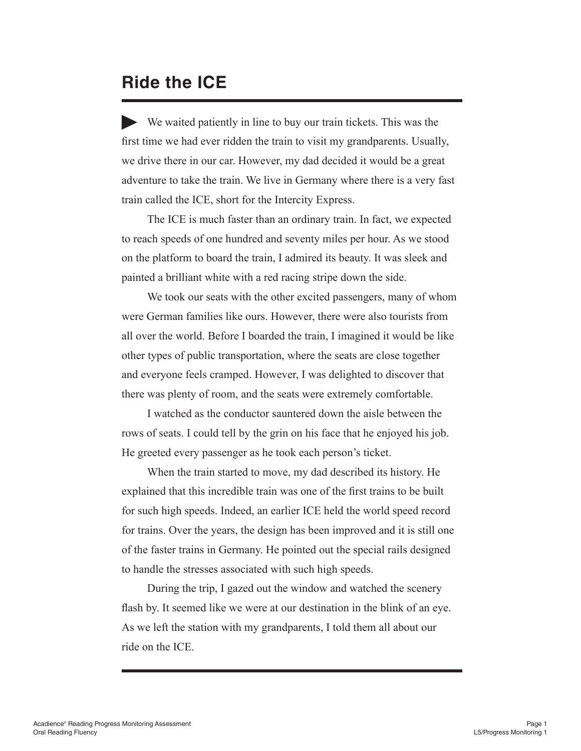# Ride the ICE

We waited patiently in line to buy our train tickets. This was the first time we had ever ridden the train to visit my grandparents. Usually, we drive there in our car. However, my dad decided it would be a great adventure to take the train. We live in Germany where there is a very fast train called the ICE, short for the Intercity Express.

The ICE is much faster than an ordinary train. In fact, we expected to reach speeds of one hundred and seventy miles per hour. As we stood on the platform to board the train, I admired its beauty. It was sleek and painted a brilliant white with a red racing stripe down the side.

We took our seats with the other excited passengers, many of whom were German families like ours. However, there were also tourists from all over the world. Before I boarded the train, I imagined it would be like other types of public transportation, where the seats are close together and everyone feels cramped. However, I was delighted to discover that there was plenty of room, and the seats were extremely comfortable.

I watched as the conductor sauntered down the aisle between the rows of seats. I could tell by the grin on his face that he enjoyed his job. He greeted every passenger as he took each person's ticket.

When the train started to move, my dad described its history. He explained that this incredible train was one of the first trains to be built for such high speeds. Indeed, an earlier ICE held the world speed record for trains. Over the years, the design has been improved and it is still one of the faster trains in Germany. He pointed out the special rails designed to handle the stresses associated with such high speeds.

During the trip, I gazed out the window and watched the scenery flash by. It seemed like we were at our destination in the blink of an eye. As we left the station with my grandparents, I told them all about our ride on the ICE.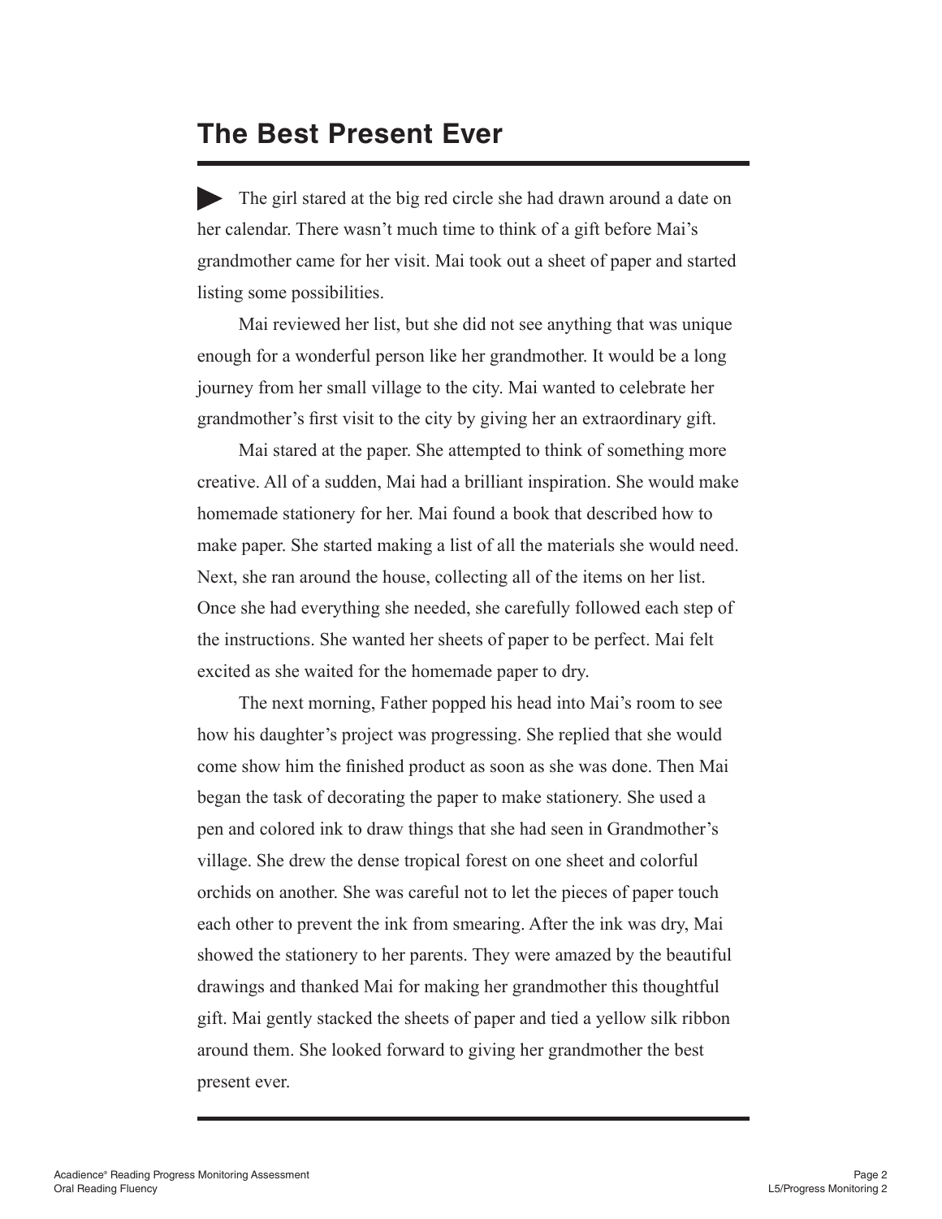# The Best Present Ever

The girl stared at the big red circle she had drawn around a date on her calendar. There wasn't much time to think of a gift before Mai's grandmother came for her visit. Mai took out a sheet of paper and started listing some possibilities.

Mai reviewed her list, but she did not see anything that was unique enough for a wonderful person like her grandmother. It would be a long journey from her small village to the city. Mai wanted to celebrate her grandmother's first visit to the city by giving her an extraordinary gift.

Mai stared at the paper. She attempted to think of something more creative. All of a sudden, Mai had a brilliant inspiration. She would make homemade stationery for her. Mai found a book that described how to make paper. She started making a list of all the materials she would need. Next, she ran around the house, collecting all of the items on her list. Once she had everything she needed, she carefully followed each step of the instructions. She wanted her sheets of paper to be perfect. Mai felt excited as she waited for the homemade paper to dry.

The next morning, Father popped his head into Mai's room to see how his daughter's project was progressing. She replied that she would come show him the finished product as soon as she was done. Then Mai began the task of decorating the paper to make stationery. She used a pen and colored ink to draw things that she had seen in Grandmother's village. She drew the dense tropical forest on one sheet and colorful orchids on another. She was careful not to let the pieces of paper touch each other to prevent the ink from smearing. After the ink was dry, Mai showed the stationery to her parents. They were amazed by the beautiful drawings and thanked Mai for making her grandmother this thoughtful gift. Mai gently stacked the sheets of paper and tied a yellow silk ribbon around them. She looked forward to giving her grandmother the best present ever.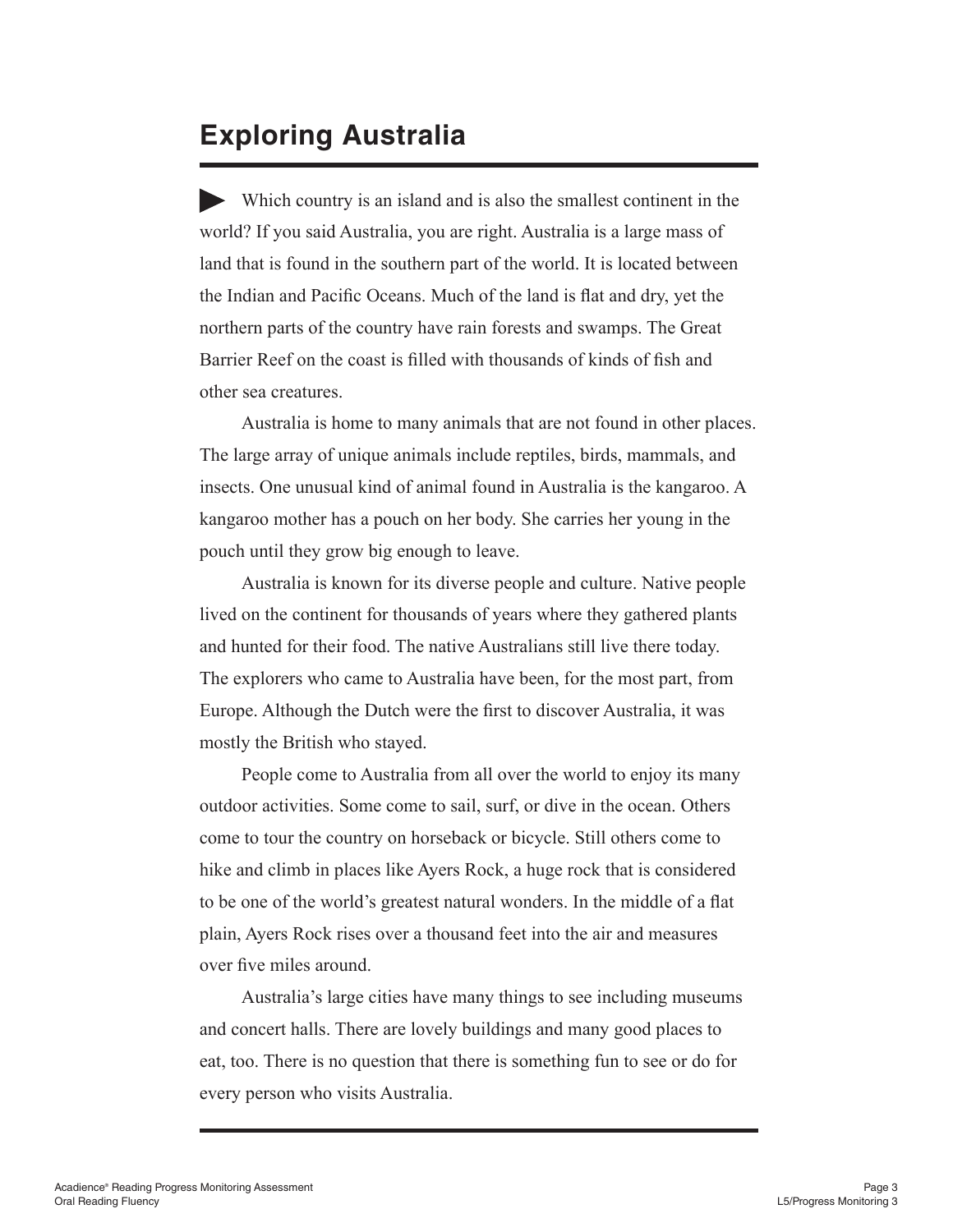# Exploring Australia

Which country is an island and is also the smallest continent in the world? If you said Australia, you are right. Australia is a large mass of land that is found in the southern part of the world. It is located between the Indian and Pacific Oceans. Much of the land is flat and dry, yet the northern parts of the country have rain forests and swamps. The Great Barrier Reef on the coast is filled with thousands of kinds of fish and other sea creatures.

Australia is home to many animals that are not found in other places. The large array of unique animals include reptiles, birds, mammals, and insects. One unusual kind of animal found in Australia is the kangaroo. A kangaroo mother has a pouch on her body. She carries her young in the pouch until they grow big enough to leave.

Australia is known for its diverse people and culture. Native people lived on the continent for thousands of years where they gathered plants and hunted for their food. The native Australians still live there today. The explorers who came to Australia have been, for the most part, from Europe. Although the Dutch were the first to discover Australia, it was mostly the British who stayed.

People come to Australia from all over the world to enjoy its many outdoor activities. Some come to sail, surf, or dive in the ocean. Others come to tour the country on horseback or bicycle. Still others come to hike and climb in places like Ayers Rock, a huge rock that is considered to be one of the world's greatest natural wonders. In the middle of a flat plain, Ayers Rock rises over a thousand feet into the air and measures over five miles around.

Australia's large cities have many things to see including museums and concert halls. There are lovely buildings and many good places to eat, too. There is no question that there is something fun to see or do for every person who visits Australia.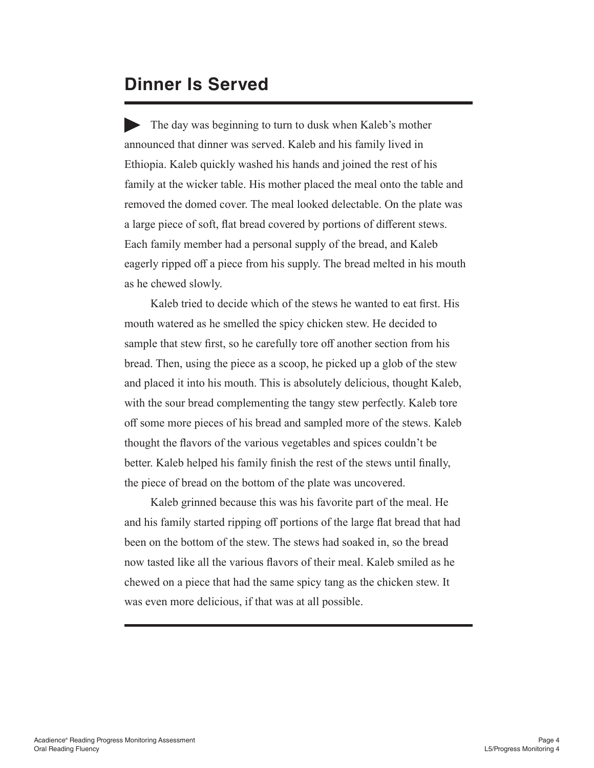# Dinner Is Served

The day was beginning to turn to dusk when Kaleb's mother announced that dinner was served. Kaleb and his family lived in Ethiopia. Kaleb quickly washed his hands and joined the rest of his family at the wicker table. His mother placed the meal onto the table and removed the domed cover. The meal looked delectable. On the plate was a large piece of soft, flat bread covered by portions of different stews. Each family member had a personal supply of the bread, and Kaleb eagerly ripped off a piece from his supply. The bread melted in his mouth as he chewed slowly.

Kaleb tried to decide which of the stews he wanted to eat first. His mouth watered as he smelled the spicy chicken stew. He decided to sample that stew first, so he carefully tore off another section from his bread. Then, using the piece as a scoop, he picked up a glob of the stew and placed it into his mouth. This is absolutely delicious, thought Kaleb, with the sour bread complementing the tangy stew perfectly. Kaleb tore off some more pieces of his bread and sampled more of the stews. Kaleb thought the flavors of the various vegetables and spices couldn't be better. Kaleb helped his family finish the rest of the stews until finally, the piece of bread on the bottom of the plate was uncovered.

Kaleb grinned because this was his favorite part of the meal. He and his family started ripping off portions of the large flat bread that had been on the bottom of the stew. The stews had soaked in, so the bread now tasted like all the various flavors of their meal. Kaleb smiled as he chewed on a piece that had the same spicy tang as the chicken stew. It was even more delicious, if that was at all possible.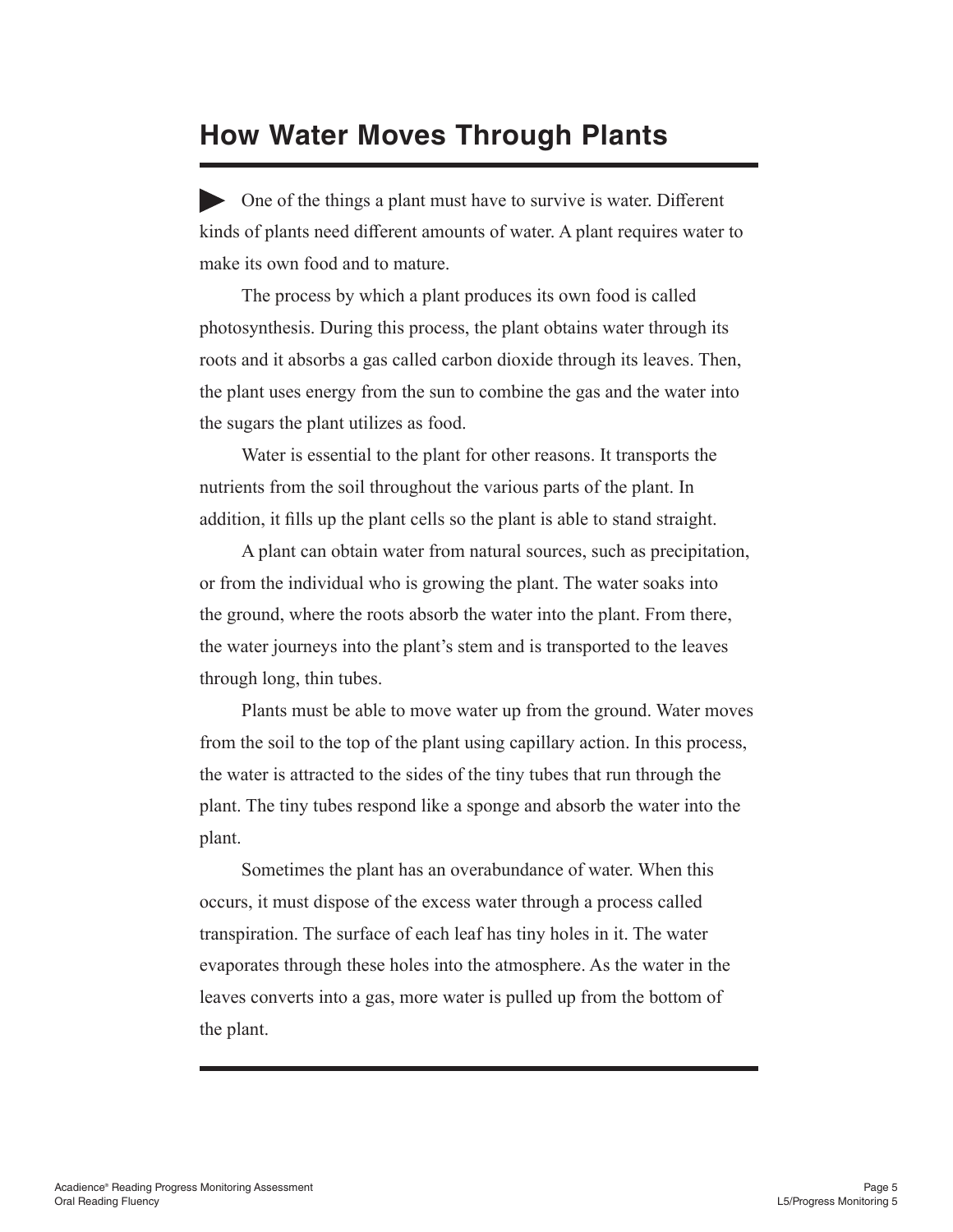# How Water Moves Through Plants

One of the things a plant must have to survive is water. Different kinds of plants need different amounts of water. A plant requires water to make its own food and to mature.

The process by which a plant produces its own food is called photosynthesis. During this process, the plant obtains water through its roots and it absorbs a gas called carbon dioxide through its leaves. Then, the plant uses energy from the sun to combine the gas and the water into the sugars the plant utilizes as food.

Water is essential to the plant for other reasons. It transports the nutrients from the soil throughout the various parts of the plant. In addition, it fills up the plant cells so the plant is able to stand straight.

A plant can obtain water from natural sources, such as precipitation, or from the individual who is growing the plant. The water soaks into the ground, where the roots absorb the water into the plant. From there, the water journeys into the plant's stem and is transported to the leaves through long, thin tubes.

Plants must be able to move water up from the ground. Water moves from the soil to the top of the plant using capillary action. In this process, the water is attracted to the sides of the tiny tubes that run through the plant. The tiny tubes respond like a sponge and absorb the water into the plant.

Sometimes the plant has an overabundance of water. When this occurs, it must dispose of the excess water through a process called transpiration. The surface of each leaf has tiny holes in it. The water evaporates through these holes into the atmosphere. As the water in the leaves converts into a gas, more water is pulled up from the bottom of the plant.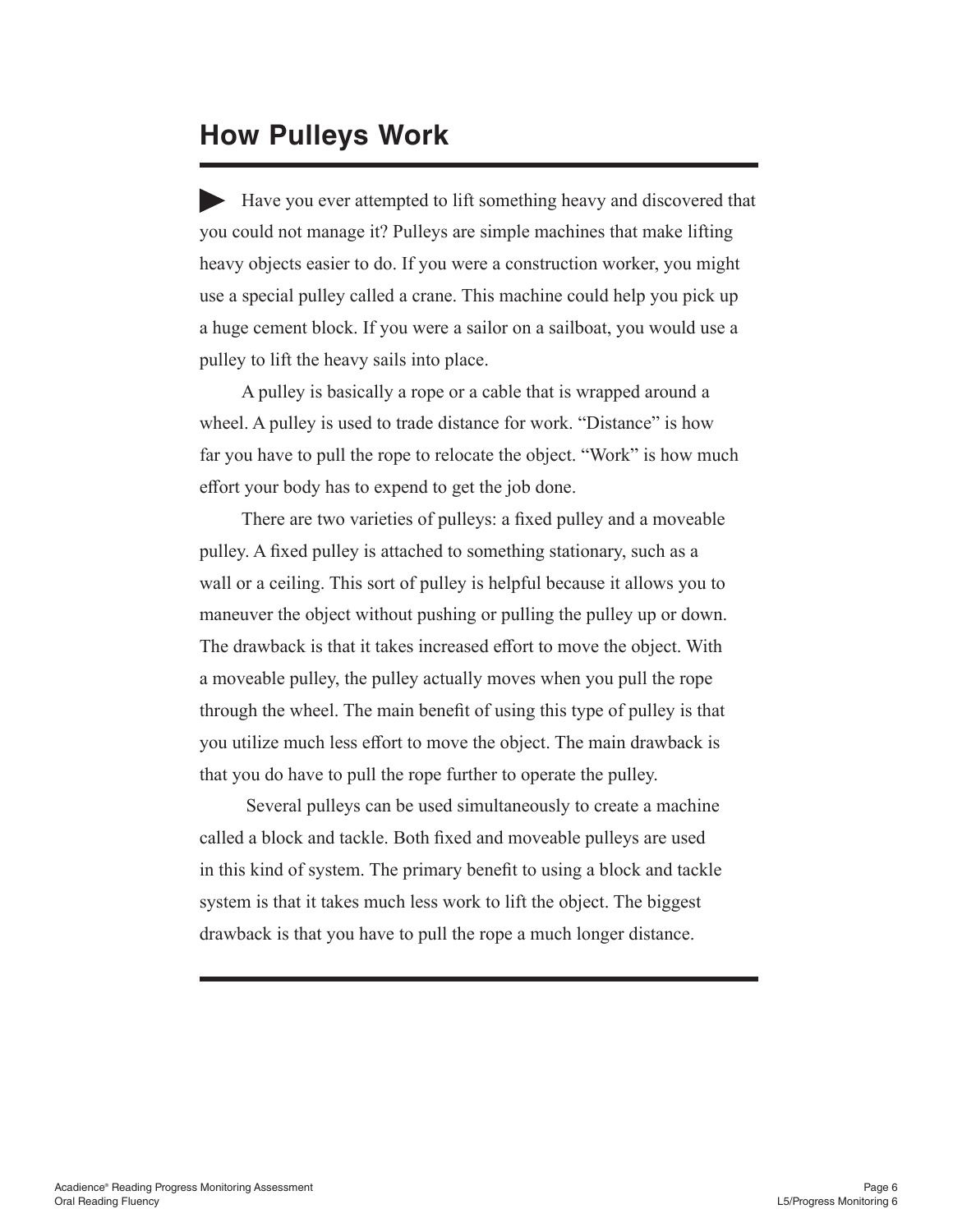## How Pulleys Work

Have you ever attempted to lift something heavy and discovered that you could not manage it? Pulleys are simple machines that make lifting heavy objects easier to do. If you were a construction worker, you might use a special pulley called a crane. This machine could help you pick up a huge cement block. If you were a sailor on a sailboat, you would use a pulley to lift the heavy sails into place.

A pulley is basically a rope or a cable that is wrapped around a wheel. A pulley is used to trade distance for work. “Distance” is how far you have to pull the rope to relocate the object. “Work” is how much effort your body has to expend to get the job done.

There are two varieties of pulleys: a fixed pulley and a moveable pulley. A fixed pulley is attached to something stationary, such as a wall or a ceiling. This sort of pulley is helpful because it allows you to maneuver the object without pushing or pulling the pulley up or down. The drawback is that it takes increased effort to move the object. With a moveable pulley, the pulley actually moves when you pull the rope through the wheel. The main benefit of using this type of pulley is that you utilize much less effort to move the object. The main drawback is that you do have to pull the rope further to operate the pulley.

Several pulleys can be used simultaneously to create a machine called a block and tackle. Both fixed and moveable pulleys are used in this kind of system. The primary benefit to using a block and tackle system is that it takes much less work to lift the object. The biggest drawback is that you have to pull the rope a much longer distance.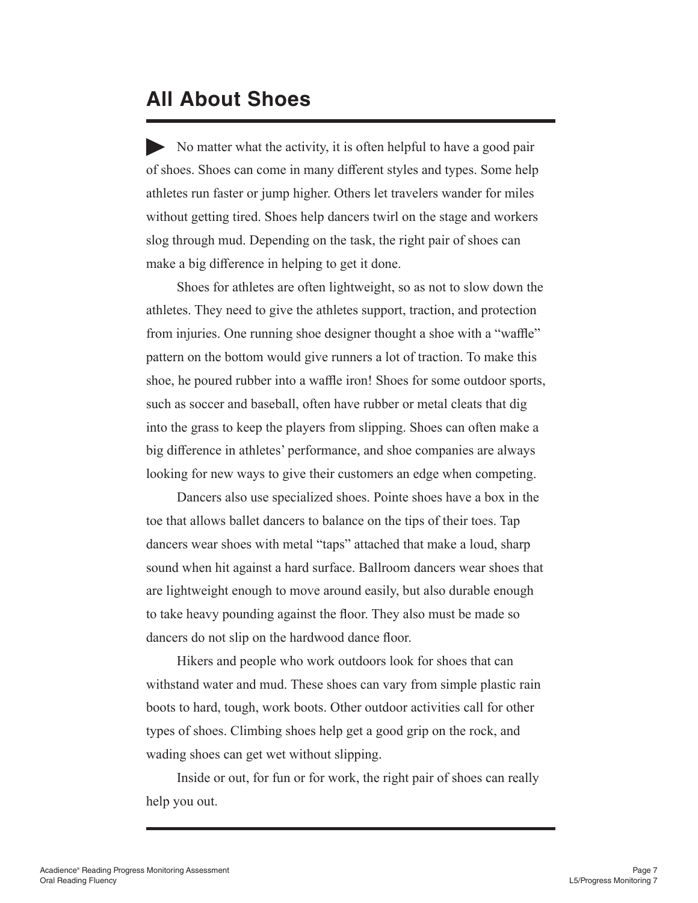# All About Shoes

No matter what the activity, it is often helpful to have a good pair of shoes. Shoes can come in many different styles and types. Some help athletes run faster or jump higher. Others let travelers wander for miles without getting tired. Shoes help dancers twirl on the stage and workers slog through mud. Depending on the task, the right pair of shoes can make a big difference in helping to get it done.

Shoes for athletes are often lightweight, so as not to slow down the athletes. They need to give the athletes support, traction, and protection from injuries. One running shoe designer thought a shoe with a "waffle" pattern on the bottom would give runners a lot of traction. To make this shoe, he poured rubber into a waffle iron! Shoes for some outdoor sports, such as soccer and baseball, often have rubber or metal cleats that dig into the grass to keep the players from slipping. Shoes can often make a big difference in athletes' performance, and shoe companies are always looking for new ways to give their customers an edge when competing.

Dancers also use specialized shoes. Pointe shoes have a box in the toe that allows ballet dancers to balance on the tips of their toes. Tap dancers wear shoes with metal "taps" attached that make a loud, sharp sound when hit against a hard surface. Ballroom dancers wear shoes that are lightweight enough to move around easily, but also durable enough to take heavy pounding against the floor. They also must be made so dancers do not slip on the hardwood dance floor.

Hikers and people who work outdoors look for shoes that can withstand water and mud. These shoes can vary from simple plastic rain boots to hard, tough, work boots. Other outdoor activities call for other types of shoes. Climbing shoes help get a good grip on the rock, and wading shoes can get wet without slipping.

Inside or out, for fun or for work, the right pair of shoes can really help you out.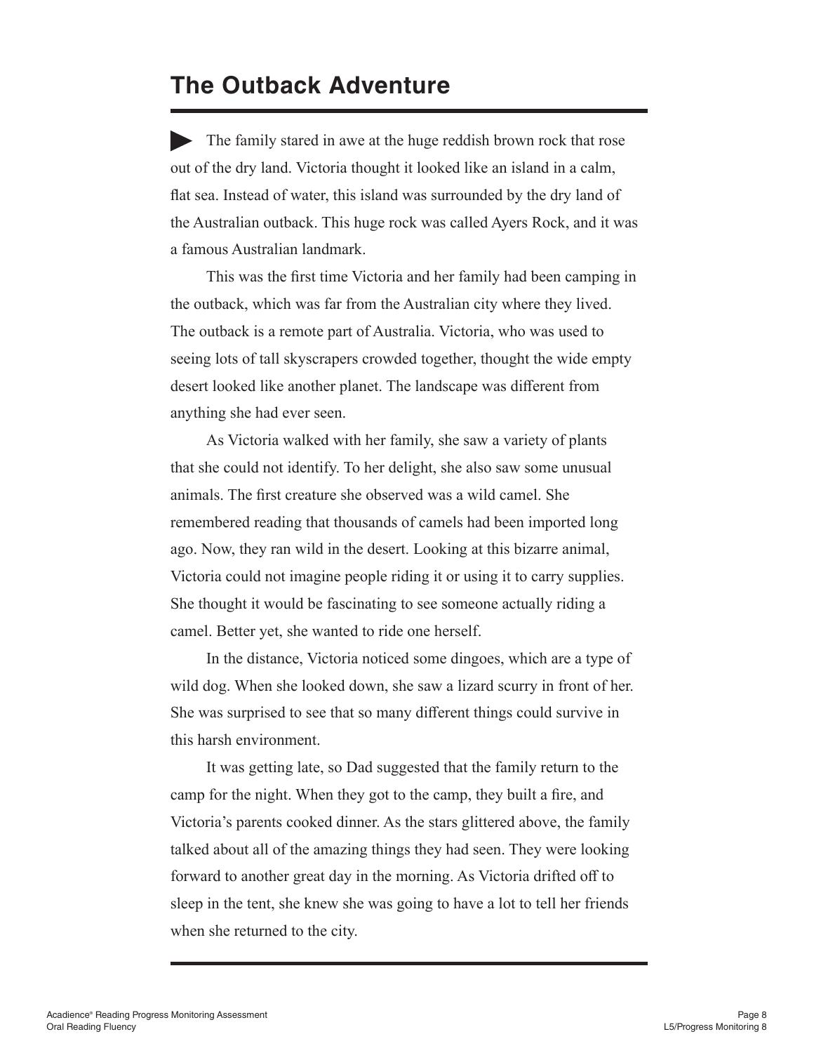# The Outback Adventure

The family stared in awe at the huge reddish brown rock that rose out of the dry land. Victoria thought it looked like an island in a calm, flat sea. Instead of water, this island was surrounded by the dry land of the Australian outback. This huge rock was called Ayers Rock, and it was a famous Australian landmark.

This was the first time Victoria and her family had been camping in the outback, which was far from the Australian city where they lived. The outback is a remote part of Australia. Victoria, who was used to seeing lots of tall skyscrapers crowded together, thought the wide empty desert looked like another planet. The landscape was different from anything she had ever seen.

As Victoria walked with her family, she saw a variety of plants that she could not identify. To her delight, she also saw some unusual animals. The first creature she observed was a wild camel. She remembered reading that thousands of camels had been imported long ago. Now, they ran wild in the desert. Looking at this bizarre animal, Victoria could not imagine people riding it or using it to carry supplies. She thought it would be fascinating to see someone actually riding a camel. Better yet, she wanted to ride one herself.

In the distance, Victoria noticed some dingoes, which are a type of wild dog. When she looked down, she saw a lizard scurry in front of her. She was surprised to see that so many different things could survive in this harsh environment.

It was getting late, so Dad suggested that the family return to the camp for the night. When they got to the camp, they built a fire, and Victoria's parents cooked dinner. As the stars glittered above, the family talked about all of the amazing things they had seen. They were looking forward to another great day in the morning. As Victoria drifted off to sleep in the tent, she knew she was going to have a lot to tell her friends when she returned to the city.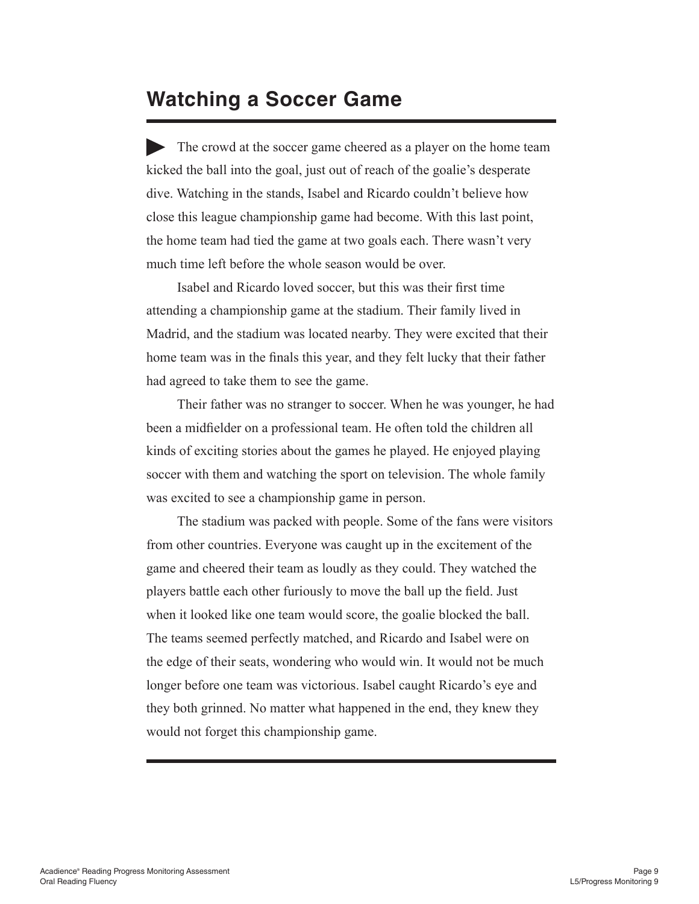# Watching a Soccer Game

▶ The crowd at the soccer game cheered as a player on the home team kicked the ball into the goal, just out of reach of the goalie's desperate dive. Watching in the stands, Isabel and Ricardo couldn't believe how close this league championship game had become. With this last point, the home team had tied the game at two goals each. There wasn't very much time left before the whole season would be over.

Isabel and Ricardo loved soccer, but this was their first time attending a championship game at the stadium. Their family lived in Madrid, and the stadium was located nearby. They were excited that their home team was in the finals this year, and they felt lucky that their father had agreed to take them to see the game.

Their father was no stranger to soccer. When he was younger, he had been a midfielder on a professional team. He often told the children all kinds of exciting stories about the games he played. He enjoyed playing soccer with them and watching the sport on television. The whole family was excited to see a championship game in person.

The stadium was packed with people. Some of the fans were visitors from other countries. Everyone was caught up in the excitement of the game and cheered their team as loudly as they could. They watched the players battle each other furiously to move the ball up the field. Just when it looked like one team would score, the goalie blocked the ball. The teams seemed perfectly matched, and Ricardo and Isabel were on the edge of their seats, wondering who would win. It would not be much longer before one team was victorious. Isabel caught Ricardo's eye and they both grinned. No matter what happened in the end, they knew they would not forget this championship game.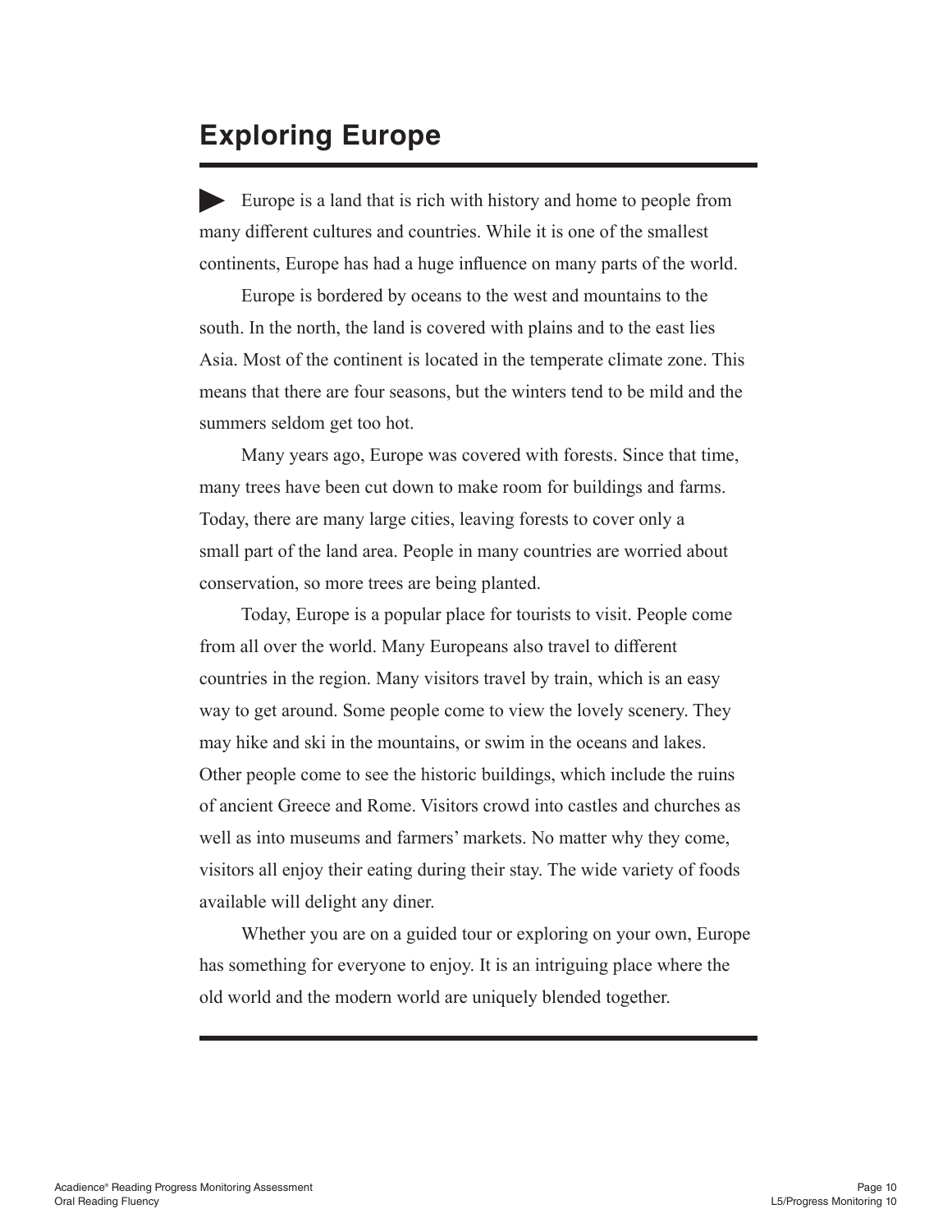# Exploring Europe

Europe is a land that is rich with history and home to people from many different cultures and countries. While it is one of the smallest continents, Europe has had a huge influence on many parts of the world.

Europe is bordered by oceans to the west and mountains to the south. In the north, the land is covered with plains and to the east lies Asia. Most of the continent is located in the temperate climate zone. This means that there are four seasons, but the winters tend to be mild and the summers seldom get too hot.

Many years ago, Europe was covered with forests. Since that time, many trees have been cut down to make room for buildings and farms. Today, there are many large cities, leaving forests to cover only a small part of the land area. People in many countries are worried about conservation, so more trees are being planted.

Today, Europe is a popular place for tourists to visit. People come from all over the world. Many Europeans also travel to different countries in the region. Many visitors travel by train, which is an easy way to get around. Some people come to view the lovely scenery. They may hike and ski in the mountains, or swim in the oceans and lakes. Other people come to see the historic buildings, which include the ruins of ancient Greece and Rome. Visitors crowd into castles and churches as well as into museums and farmers' markets. No matter why they come, visitors all enjoy their eating during their stay. The wide variety of foods available will delight any diner.

Whether you are on a guided tour or exploring on your own, Europe has something for everyone to enjoy. It is an intriguing place where the old world and the modern world are uniquely blended together.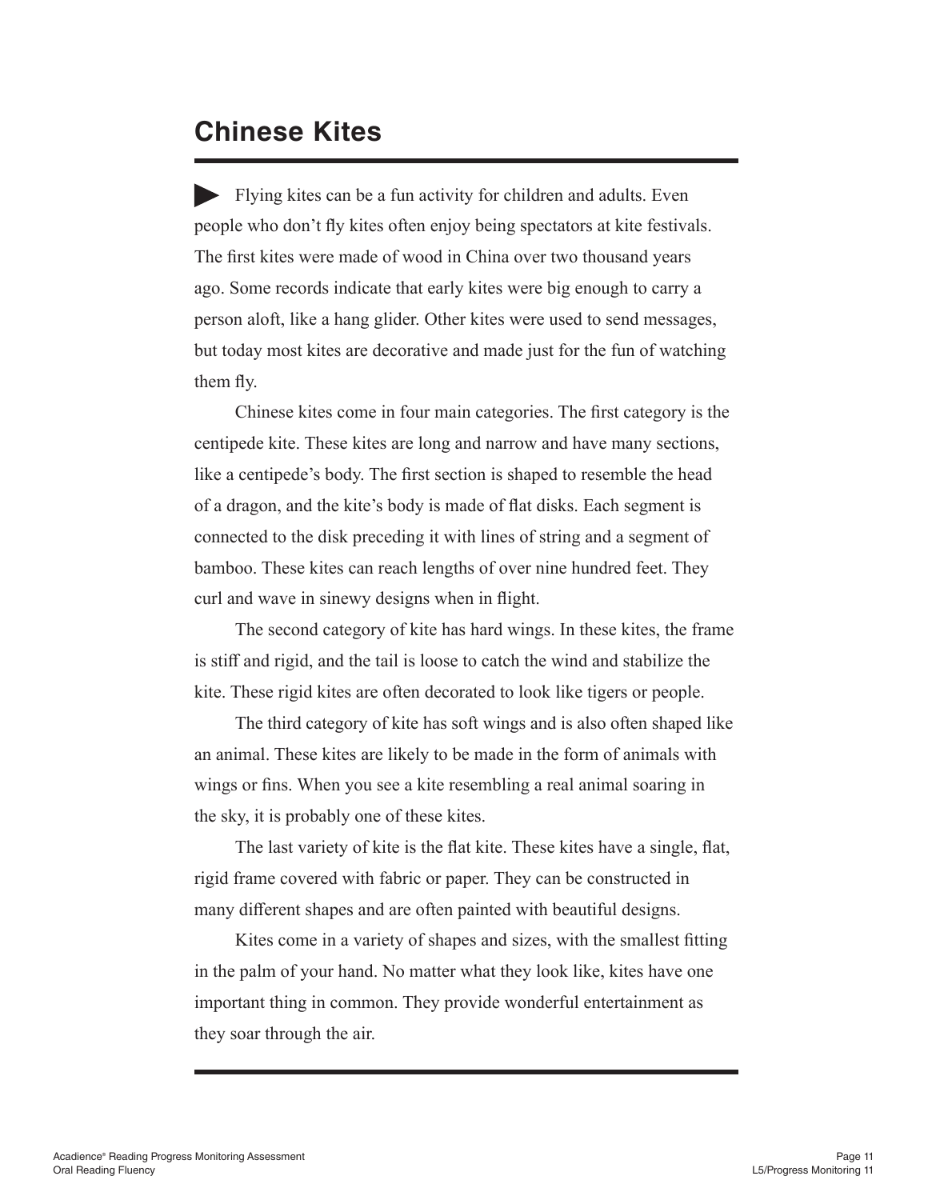# Chinese Kites

▶ Flying kites can be a fun activity for children and adults. Even people who don't fly kites often enjoy being spectators at kite festivals. The first kites were made of wood in China over two thousand years ago. Some records indicate that early kites were big enough to carry a person aloft, like a hang glider. Other kites were used to send messages, but today most kites are decorative and made just for the fun of watching them fly.

Chinese kites come in four main categories. The first category is the centipede kite. These kites are long and narrow and have many sections, like a centipede's body. The first section is shaped to resemble the head of a dragon, and the kite's body is made of flat disks. Each segment is connected to the disk preceding it with lines of string and a segment of bamboo. These kites can reach lengths of over nine hundred feet. They curl and wave in sinewy designs when in flight.

The second category of kite has hard wings. In these kites, the frame is stiff and rigid, and the tail is loose to catch the wind and stabilize the kite. These rigid kites are often decorated to look like tigers or people.

The third category of kite has soft wings and is also often shaped like an animal. These kites are likely to be made in the form of animals with wings or fins. When you see a kite resembling a real animal soaring in the sky, it is probably one of these kites.

The last variety of kite is the flat kite. These kites have a single, flat, rigid frame covered with fabric or paper. They can be constructed in many different shapes and are often painted with beautiful designs.

Kites come in a variety of shapes and sizes, with the smallest fitting in the palm of your hand. No matter what they look like, kites have one important thing in common. They provide wonderful entertainment as they soar through the air.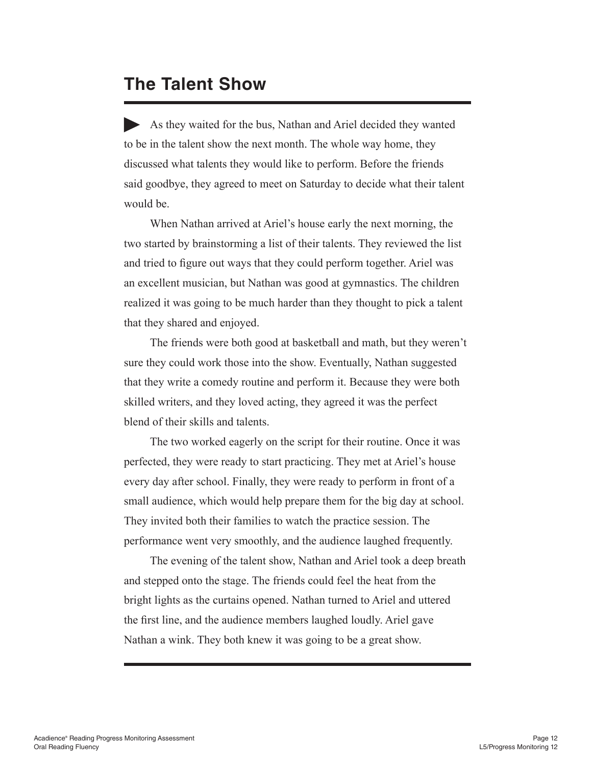# The Talent Show

▶ As they waited for the bus, Nathan and Ariel decided they wanted to be in the talent show the next month. The whole way home, they discussed what talents they would like to perform. Before the friends said goodbye, they agreed to meet on Saturday to decide what their talent would be.

When Nathan arrived at Ariel's house early the next morning, the two started by brainstorming a list of their talents. They reviewed the list and tried to figure out ways that they could perform together. Ariel was an excellent musician, but Nathan was good at gymnastics. The children realized it was going to be much harder than they thought to pick a talent that they shared and enjoyed.

The friends were both good at basketball and math, but they weren't sure they could work those into the show. Eventually, Nathan suggested that they write a comedy routine and perform it. Because they were both skilled writers, and they loved acting, they agreed it was the perfect blend of their skills and talents.

The two worked eagerly on the script for their routine. Once it was perfected, they were ready to start practicing. They met at Ariel's house every day after school. Finally, they were ready to perform in front of a small audience, which would help prepare them for the big day at school. They invited both their families to watch the practice session. The performance went very smoothly, and the audience laughed frequently.

The evening of the talent show, Nathan and Ariel took a deep breath and stepped onto the stage. The friends could feel the heat from the bright lights as the curtains opened. Nathan turned to Ariel and uttered the first line, and the audience members laughed loudly. Ariel gave Nathan a wink. They both knew it was going to be a great show.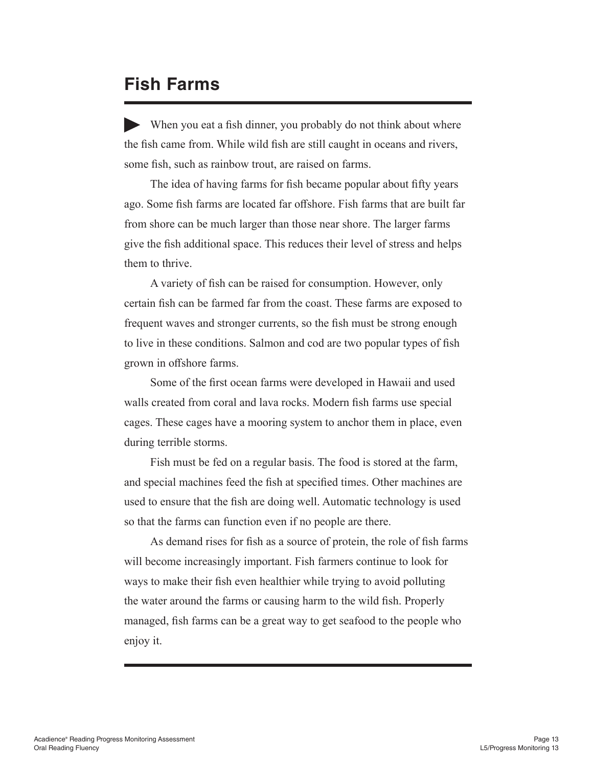# Fish Farms

When you eat a fish dinner, you probably do not think about where the fish came from. While wild fish are still caught in oceans and rivers, some fish, such as rainbow trout, are raised on farms.

The idea of having farms for fish became popular about fifty years ago. Some fish farms are located far offshore. Fish farms that are built far from shore can be much larger than those near shore. The larger farms give the fish additional space. This reduces their level of stress and helps them to thrive.

A variety of fish can be raised for consumption. However, only certain fish can be farmed far from the coast. These farms are exposed to frequent waves and stronger currents, so the fish must be strong enough to live in these conditions. Salmon and cod are two popular types of fish grown in offshore farms.

Some of the first ocean farms were developed in Hawaii and used walls created from coral and lava rocks. Modern fish farms use special cages. These cages have a mooring system to anchor them in place, even during terrible storms.

Fish must be fed on a regular basis. The food is stored at the farm, and special machines feed the fish at specified times. Other machines are used to ensure that the fish are doing well. Automatic technology is used so that the farms can function even if no people are there.

As demand rises for fish as a source of protein, the role of fish farms will become increasingly important. Fish farmers continue to look for ways to make their fish even healthier while trying to avoid polluting the water around the farms or causing harm to the wild fish. Properly managed, fish farms can be a great way to get seafood to the people who enjoy it.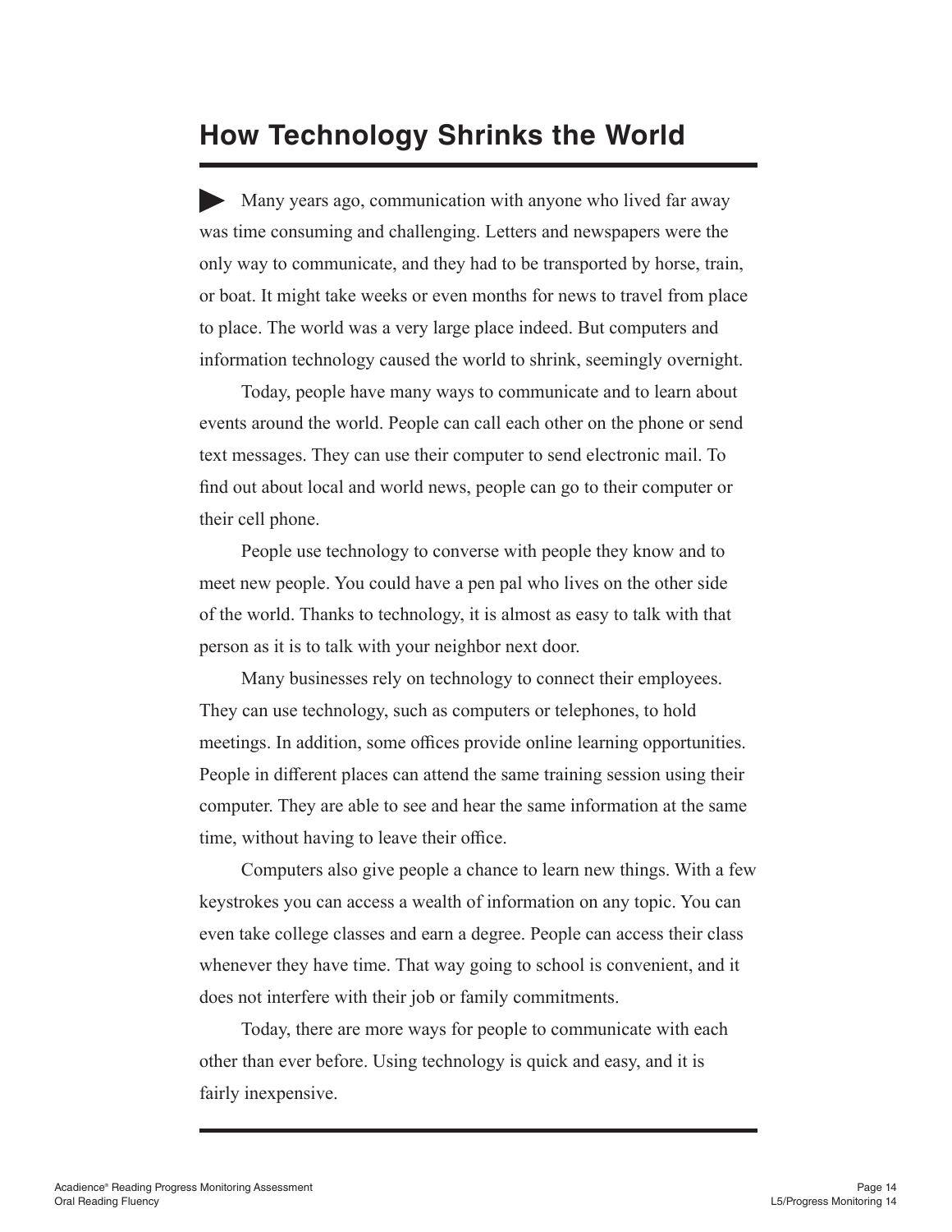# How Technology Shrinks the World

Many years ago, communication with anyone who lived far away was time consuming and challenging. Letters and newspapers were the only way to communicate, and they had to be transported by horse, train, or boat. It might take weeks or even months for news to travel from place to place. The world was a very large place indeed. But computers and information technology caused the world to shrink, seemingly overnight.

Today, people have many ways to communicate and to learn about events around the world. People can call each other on the phone or send text messages. They can use their computer to send electronic mail. To find out about local and world news, people can go to their computer or their cell phone.

People use technology to converse with people they know and to meet new people. You could have a pen pal who lives on the other side of the world. Thanks to technology, it is almost as easy to talk with that person as it is to talk with your neighbor next door.

Many businesses rely on technology to connect their employees. They can use technology, such as computers or telephones, to hold meetings. In addition, some offices provide online learning opportunities. People in different places can attend the same training session using their computer. They are able to see and hear the same information at the same time, without having to leave their office.

Computers also give people a chance to learn new things. With a few keystrokes you can access a wealth of information on any topic. You can even take college classes and earn a degree. People can access their class whenever they have time. That way going to school is convenient, and it does not interfere with their job or family commitments.

Today, there are more ways for people to communicate with each other than ever before. Using technology is quick and easy, and it is fairly inexpensive.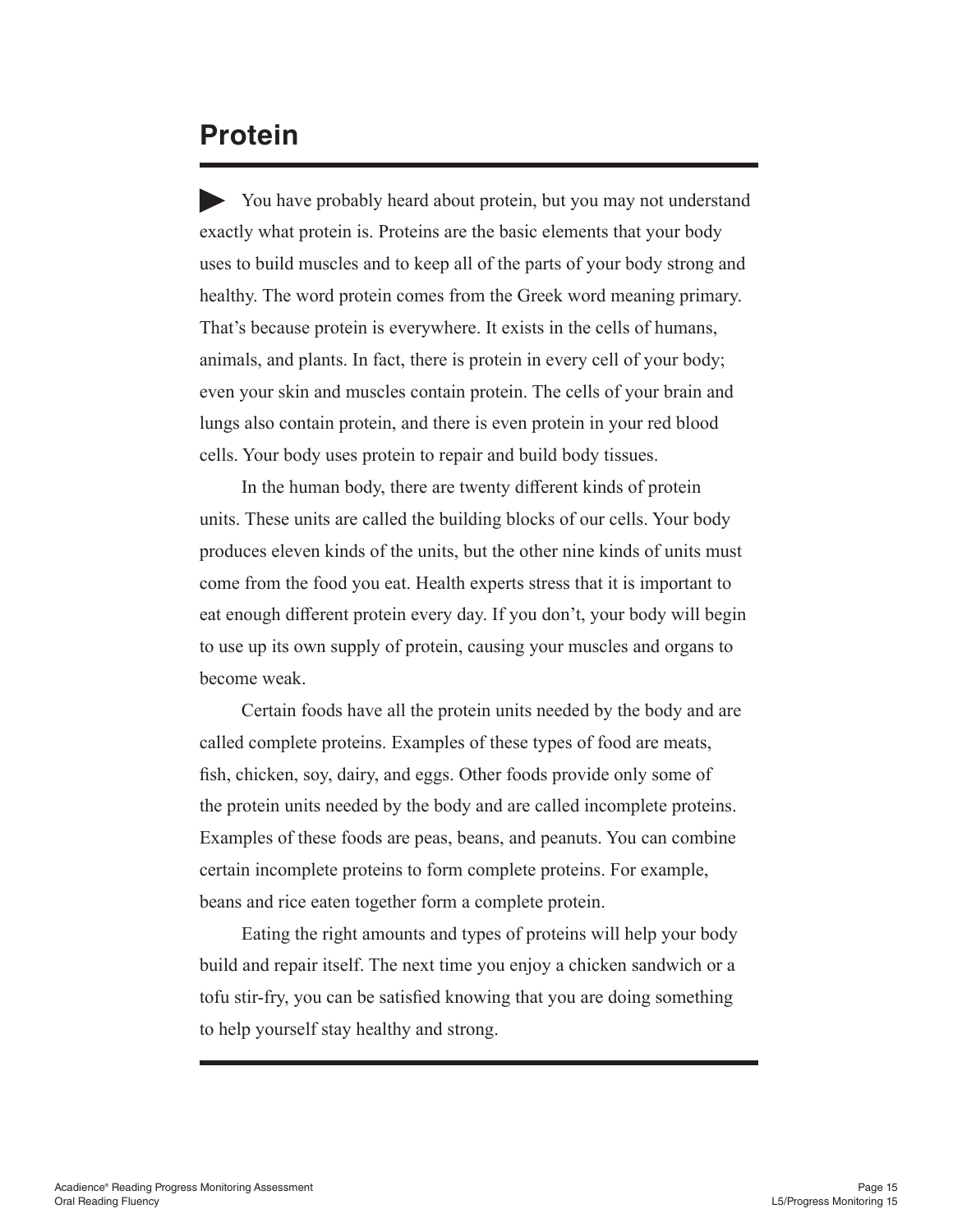## Protein

You have probably heard about protein, but you may not understand exactly what protein is. Proteins are the basic elements that your body uses to build muscles and to keep all of the parts of your body strong and healthy. The word protein comes from the Greek word meaning primary. That's because protein is everywhere. It exists in the cells of humans, animals, and plants. In fact, there is protein in every cell of your body; even your skin and muscles contain protein. The cells of your brain and lungs also contain protein, and there is even protein in your red blood cells. Your body uses protein to repair and build body tissues.

In the human body, there are twenty different kinds of protein units. These units are called the building blocks of our cells. Your body produces eleven kinds of the units, but the other nine kinds of units must come from the food you eat. Health experts stress that it is important to eat enough different protein every day. If you don't, your body will begin to use up its own supply of protein, causing your muscles and organs to become weak.

Certain foods have all the protein units needed by the body and are called complete proteins. Examples of these types of food are meats, fish, chicken, soy, dairy, and eggs. Other foods provide only some of the protein units needed by the body and are called incomplete proteins. Examples of these foods are peas, beans, and peanuts. You can combine certain incomplete proteins to form complete proteins. For example, beans and rice eaten together form a complete protein.

Eating the right amounts and types of proteins will help your body build and repair itself. The next time you enjoy a chicken sandwich or a tofu stir-fry, you can be satisfied knowing that you are doing something to help yourself stay healthy and strong.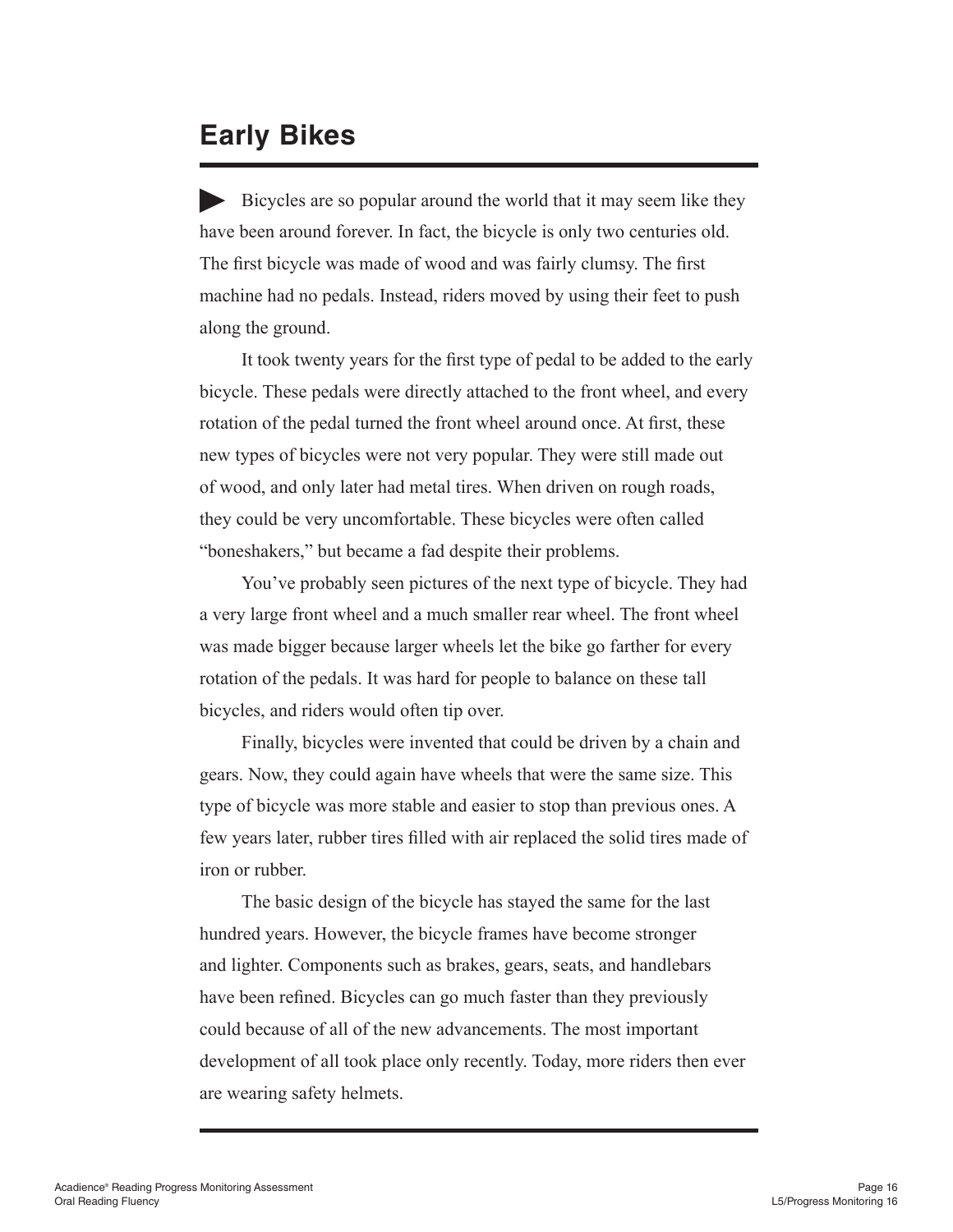# Early Bikes

Bicycles are so popular around the world that it may seem like they have been around forever. In fact, the bicycle is only two centuries old. The first bicycle was made of wood and was fairly clumsy. The first machine had no pedals. Instead, riders moved by using their feet to push along the ground.

It took twenty years for the first type of pedal to be added to the early bicycle. These pedals were directly attached to the front wheel, and every rotation of the pedal turned the front wheel around once. At first, these new types of bicycles were not very popular. They were still made out of wood, and only later had metal tires. When driven on rough roads, they could be very uncomfortable. These bicycles were often called "boneshakers," but became a fad despite their problems.

You've probably seen pictures of the next type of bicycle. They had a very large front wheel and a much smaller rear wheel. The front wheel was made bigger because larger wheels let the bike go farther for every rotation of the pedals. It was hard for people to balance on these tall bicycles, and riders would often tip over.

Finally, bicycles were invented that could be driven by a chain and gears. Now, they could again have wheels that were the same size. This type of bicycle was more stable and easier to stop than previous ones. A few years later, rubber tires filled with air replaced the solid tires made of iron or rubber.

The basic design of the bicycle has stayed the same for the last hundred years. However, the bicycle frames have become stronger and lighter. Components such as brakes, gears, seats, and handlebars have been refined. Bicycles can go much faster than they previously could because of all of the new advancements. The most important development of all took place only recently. Today, more riders then ever are wearing safety helmets.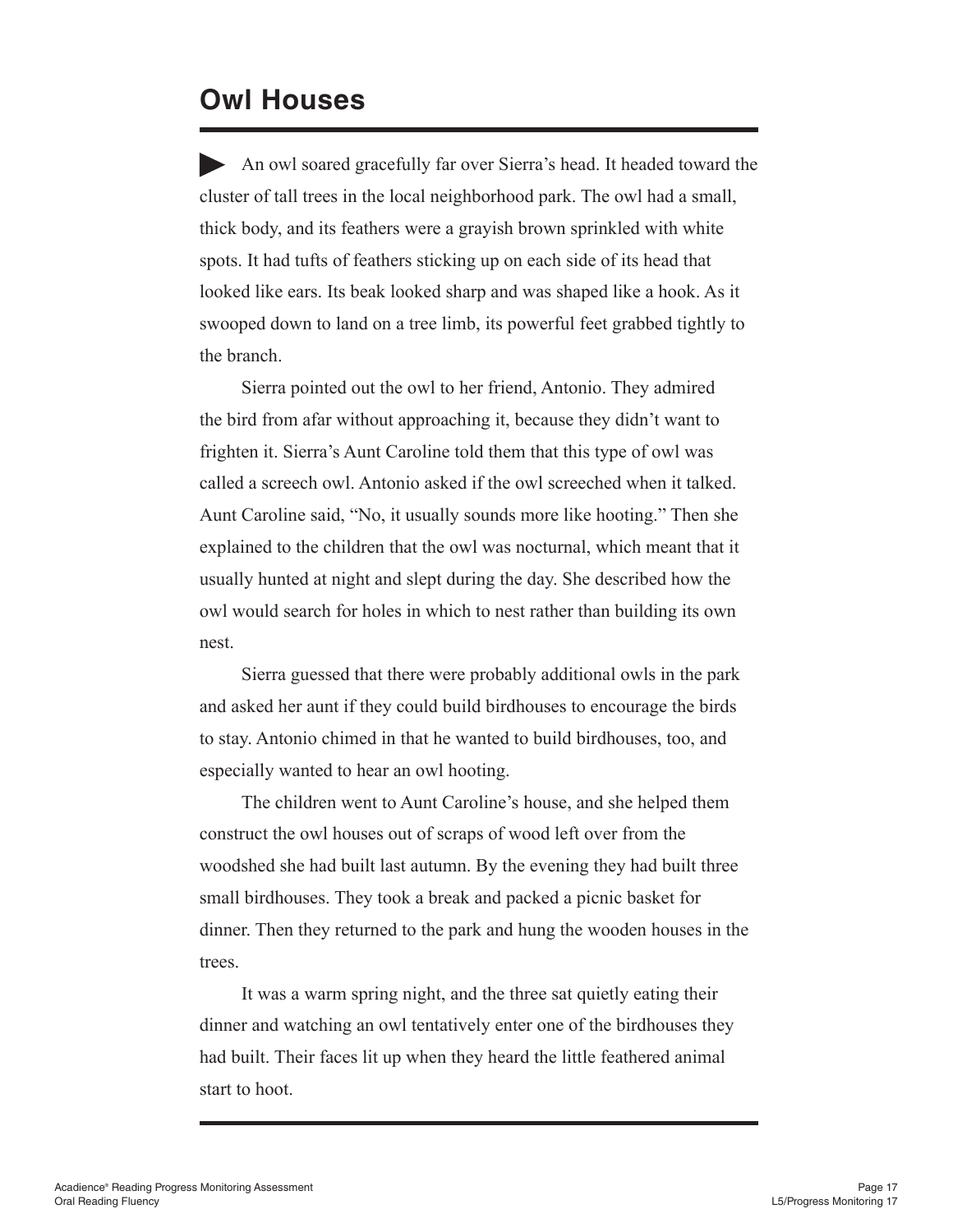# Owl Houses

An owl soared gracefully far over Sierra's head. It headed toward the cluster of tall trees in the local neighborhood park. The owl had a small, thick body, and its feathers were a grayish brown sprinkled with white spots. It had tufts of feathers sticking up on each side of its head that looked like ears. Its beak looked sharp and was shaped like a hook. As it swooped down to land on a tree limb, its powerful feet grabbed tightly to the branch.

Sierra pointed out the owl to her friend, Antonio. They admired the bird from afar without approaching it, because they didn't want to frighten it. Sierra's Aunt Caroline told them that this type of owl was called a screech owl. Antonio asked if the owl screeched when it talked. Aunt Caroline said, "No, it usually sounds more like hooting." Then she explained to the children that the owl was nocturnal, which meant that it usually hunted at night and slept during the day. She described how the owl would search for holes in which to nest rather than building its own nest.

Sierra guessed that there were probably additional owls in the park and asked her aunt if they could build birdhouses to encourage the birds to stay. Antonio chimed in that he wanted to build birdhouses, too, and especially wanted to hear an owl hooting.

The children went to Aunt Caroline's house, and she helped them construct the owl houses out of scraps of wood left over from the woodshed she had built last autumn. By the evening they had built three small birdhouses. They took a break and packed a picnic basket for dinner. Then they returned to the park and hung the wooden houses in the trees.

It was a warm spring night, and the three sat quietly eating their dinner and watching an owl tentatively enter one of the birdhouses they had built. Their faces lit up when they heard the little feathered animal start to hoot.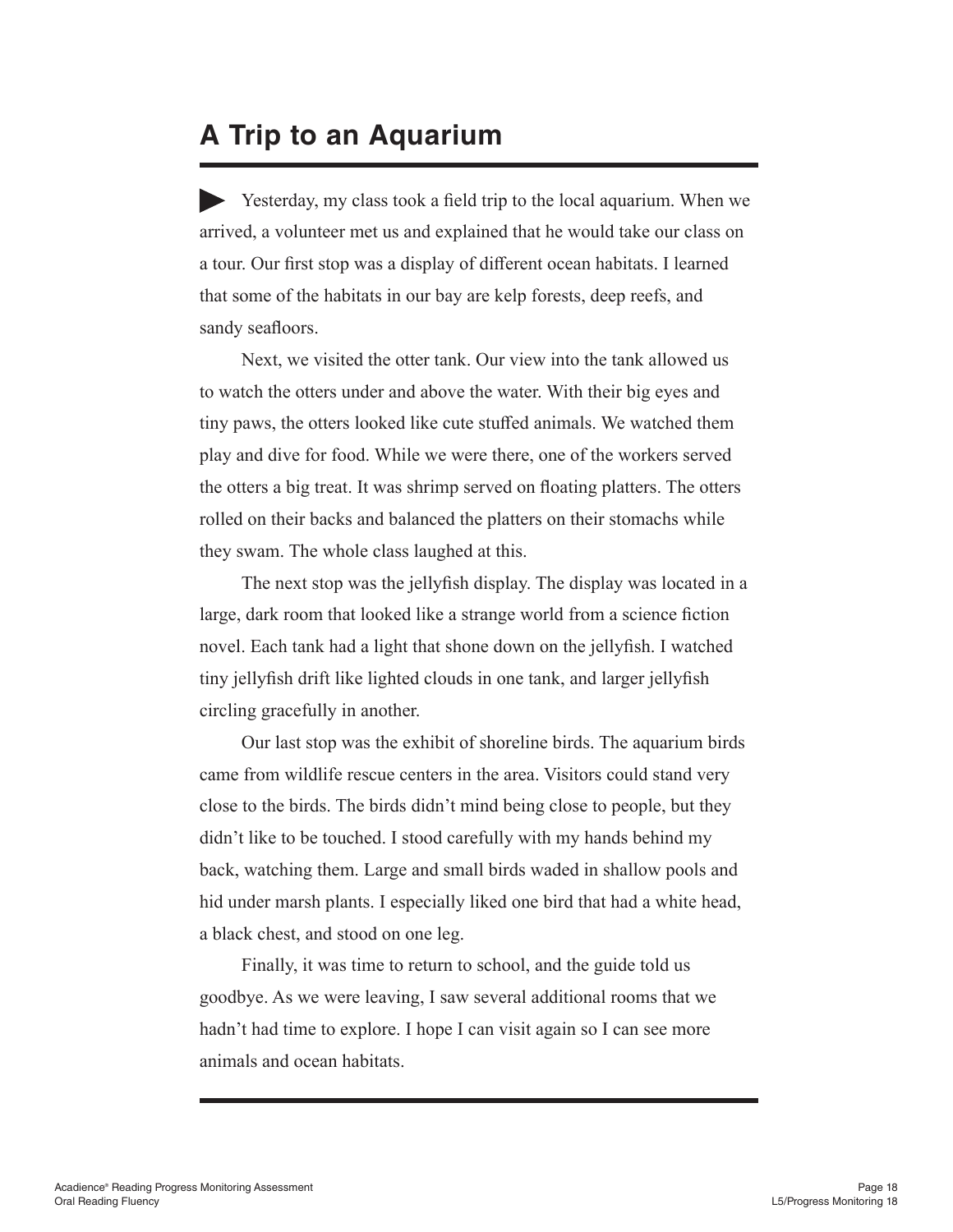# A Trip to an Aquarium

▶ Yesterday, my class took a field trip to the local aquarium. When we arrived, a volunteer met us and explained that he would take our class on a tour. Our first stop was a display of different ocean habitats. I learned that some of the habitats in our bay are kelp forests, deep reefs, and sandy seafloors.

Next, we visited the otter tank. Our view into the tank allowed us to watch the otters under and above the water. With their big eyes and tiny paws, the otters looked like cute stuffed animals. We watched them play and dive for food. While we were there, one of the workers served the otters a big treat. It was shrimp served on floating platters. The otters rolled on their backs and balanced the platters on their stomachs while they swam. The whole class laughed at this.

The next stop was the jellyfish display. The display was located in a large, dark room that looked like a strange world from a science fiction novel. Each tank had a light that shone down on the jellyfish. I watched tiny jellyfish drift like lighted clouds in one tank, and larger jellyfish circling gracefully in another.

Our last stop was the exhibit of shoreline birds. The aquarium birds came from wildlife rescue centers in the area. Visitors could stand very close to the birds. The birds didn't mind being close to people, but they didn't like to be touched. I stood carefully with my hands behind my back, watching them. Large and small birds waded in shallow pools and hid under marsh plants. I especially liked one bird that had a white head, a black chest, and stood on one leg.

Finally, it was time to return to school, and the guide told us goodbye. As we were leaving, I saw several additional rooms that we hadn't had time to explore. I hope I can visit again so I can see more animals and ocean habitats.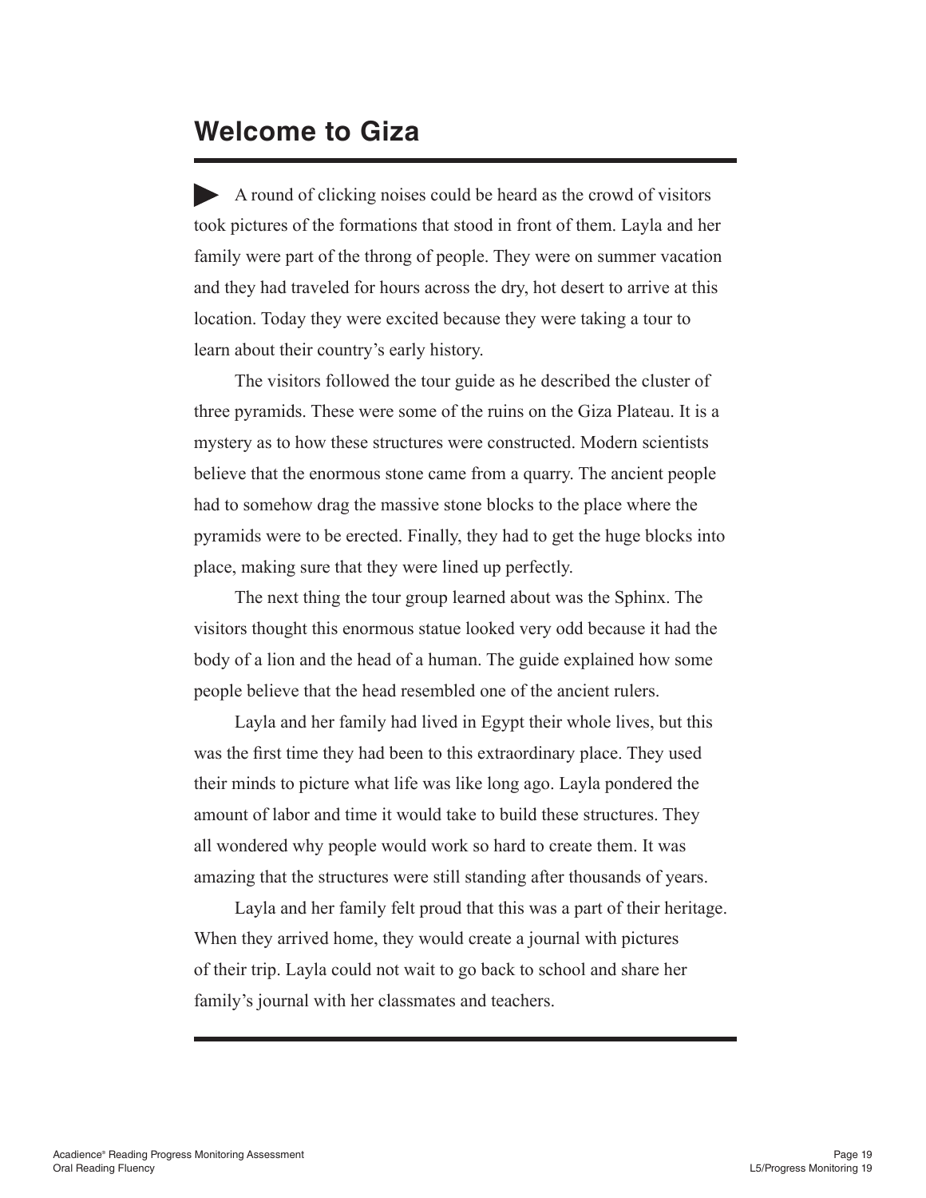## Welcome to Giza

A round of clicking noises could be heard as the crowd of visitors took pictures of the formations that stood in front of them. Layla and her family were part of the throng of people. They were on summer vacation and they had traveled for hours across the dry, hot desert to arrive at this location. Today they were excited because they were taking a tour to learn about their country's early history.

The visitors followed the tour guide as he described the cluster of three pyramids. These were some of the ruins on the Giza Plateau. It is a mystery as to how these structures were constructed. Modern scientists believe that the enormous stone came from a quarry. The ancient people had to somehow drag the massive stone blocks to the place where the pyramids were to be erected. Finally, they had to get the huge blocks into place, making sure that they were lined up perfectly.

The next thing the tour group learned about was the Sphinx. The visitors thought this enormous statue looked very odd because it had the body of a lion and the head of a human. The guide explained how some people believe that the head resembled one of the ancient rulers.

Layla and her family had lived in Egypt their whole lives, but this was the first time they had been to this extraordinary place. They used their minds to picture what life was like long ago. Layla pondered the amount of labor and time it would take to build these structures. They all wondered why people would work so hard to create them. It was amazing that the structures were still standing after thousands of years.

Layla and her family felt proud that this was a part of their heritage. When they arrived home, they would create a journal with pictures of their trip. Layla could not wait to go back to school and share her family's journal with her classmates and teachers.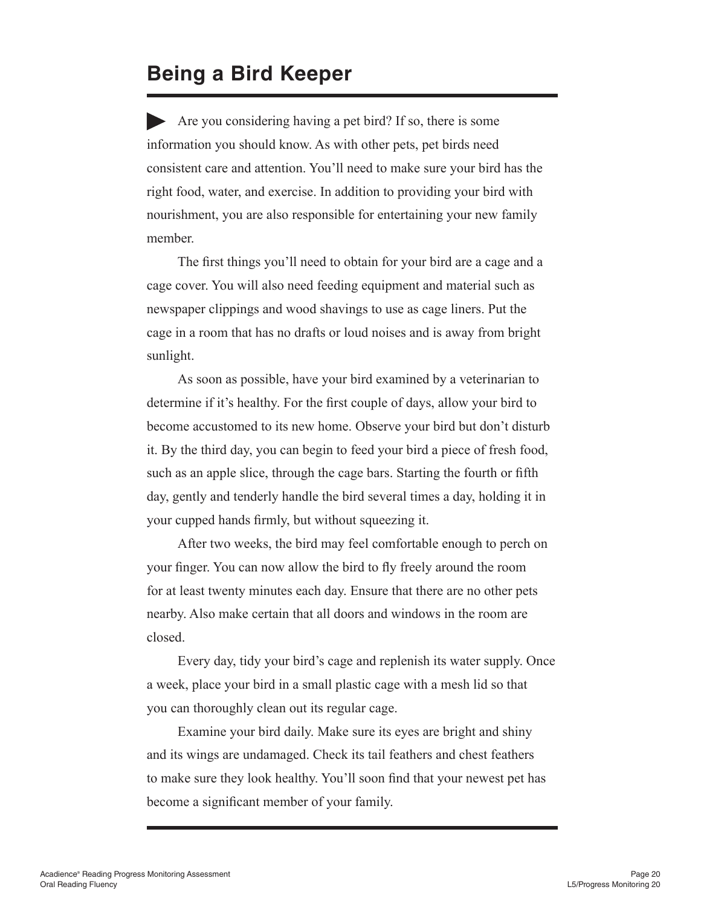# Being a Bird Keeper

Are you considering having a pet bird? If so, there is some information you should know. As with other pets, pet birds need consistent care and attention. You'll need to make sure your bird has the right food, water, and exercise. In addition to providing your bird with nourishment, you are also responsible for entertaining your new family member.

The first things you'll need to obtain for your bird are a cage and a cage cover. You will also need feeding equipment and material such as newspaper clippings and wood shavings to use as cage liners. Put the cage in a room that has no drafts or loud noises and is away from bright sunlight.

As soon as possible, have your bird examined by a veterinarian to determine if it's healthy. For the first couple of days, allow your bird to become accustomed to its new home. Observe your bird but don't disturb it. By the third day, you can begin to feed your bird a piece of fresh food, such as an apple slice, through the cage bars. Starting the fourth or fifth day, gently and tenderly handle the bird several times a day, holding it in your cupped hands firmly, but without squeezing it.

After two weeks, the bird may feel comfortable enough to perch on your finger. You can now allow the bird to fly freely around the room for at least twenty minutes each day. Ensure that there are no other pets nearby. Also make certain that all doors and windows in the room are closed.

Every day, tidy your bird's cage and replenish its water supply. Once a week, place your bird in a small plastic cage with a mesh lid so that you can thoroughly clean out its regular cage.

Examine your bird daily. Make sure its eyes are bright and shiny and its wings are undamaged. Check its tail feathers and chest feathers to make sure they look healthy. You'll soon find that your newest pet has become a significant member of your family.